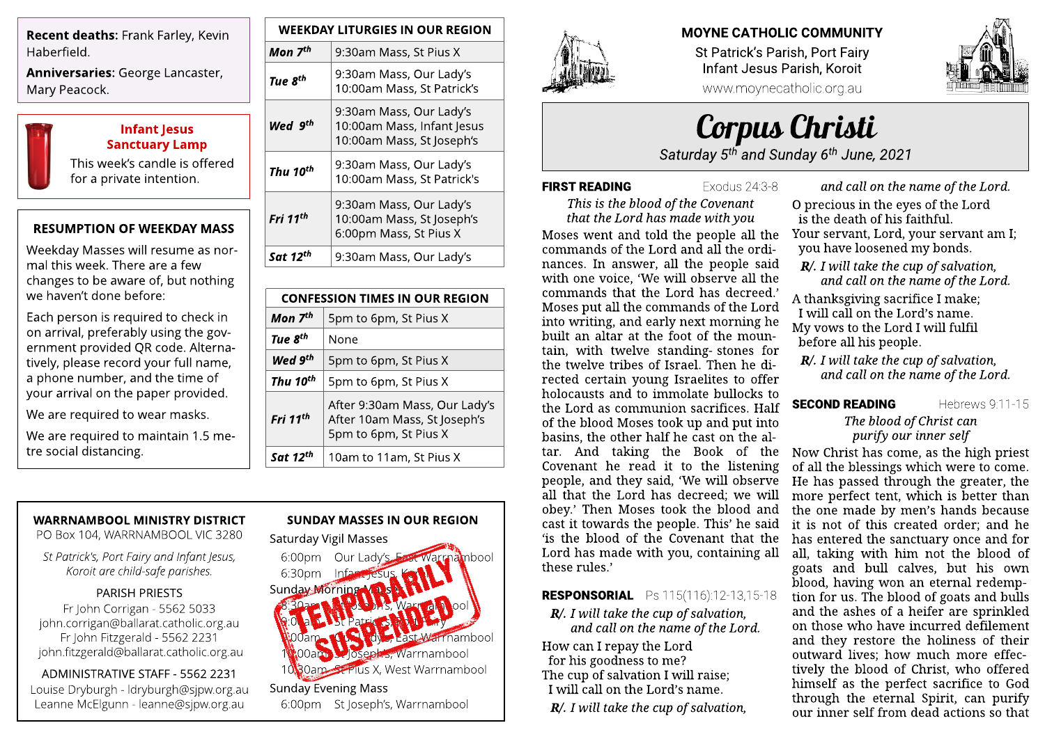**Recent deaths:** Frank Farley, Kevin Haberfield.

**Anniversaries:** George Lancaster, Mary Peacock.

**Infant Jesus Sanctuary Lamp**

This week's candle is offered for a private intention.

## RESUMPTION OF WEEKDAY MASS

Weekday Masses will resume as normal this week. There are a few changes to be aware of, but nothing we haven't done before:

Each person is required to check in on arrival, preferably using the government provided QR code. Alternatively, please record your full name, a phone number, and the time of your arrival on the paper provided.

We are required to wear masks.

We are required to maintain 1.5 metre social distancing.

| WEEKDAY LITURGIES IN OUR REGION | |
|---|---|
| ***Mon 7th*** | 9:30am Mass, St Pius X |
| ***Tue 8th*** | 9:30am Mass, Our Lady's<br>10:00am Mass, St Patrick's |
| ***Wed 9th*** | 9:30am Mass, Our Lady's<br>10:00am Mass, Infant Jesus<br>10:00am Mass, St Joseph's |
| ***Thu 10th*** | 9:30am Mass, Our Lady's<br>10:00am Mass, St Patrick's |
| ***Fri 11th*** | 9:30am Mass, Our Lady's<br>10:00am Mass, St Joseph's<br>6:00pm Mass, St Pius X |
| ***Sat 12th*** | 9:30am Mass, Our Lady's |

| CONFESSION TIMES IN OUR REGION | |
|---|---|
| ***Mon 7th*** | 5pm to 6pm, St Pius X |
| ***Tue 8th*** | None |
| ***Wed 9th*** | 5pm to 6pm, St Pius X |
| ***Thu 10th*** | 5pm to 6pm, St Pius X |
| ***Fri 11th*** | After 9:30am Mass, Our Lady's<br>After 10am Mass, St Joseph's<br>5pm to 6pm, St Pius X |
| ***Sat 12th*** | 10am to 11am, St Pius X |

## WARRNAMBOOL MINISTRY DISTRICT

PO Box 104, WARRNAMBOOL VIC 3280

*St Patrick's, Port Fairy and Infant Jesus, Koroit are child-safe parishes.*

PARISH PRIESTS

Fr John Corrigan - 5562 5033
john.corrigan@ballarat.catholic.org.au
Fr John Fitzgerald - 5562 2231
john.fitzgerald@ballarat.catholic.org.au

ADMINISTRATIVE STAFF - 5562 2231

Louise Dryburgh - ldryburgh@sjpw.org.au
Leanne McElgunn - leanne@sjpw.org.au

## SUNDAY MASSES IN OUR REGION

**TEMPORARILY SUSPENDED**

Saturday Vigil Masses
6:00pm Our Lady's, East Warrnambool
6:30pm Infant Jesus, Koroit

Sunday Morning Masses
8:30am St Joseph's, Warrnambool
9:00am St Patrick's, Port Fairy
9:00am Our Lady's, East Warrnambool
10:00am St Joseph's, Warrnambool
10:30am St Pius X, West Warrnambool

Sunday Evening Mass
6:00pm St Joseph's, Warrnambool

# MOYNE CATHOLIC COMMUNITY

St Patrick's Parish, Port Fairy
Infant Jesus Parish, Koroit
www.moynecatholic.org.au

# Corpus Christi

*Saturday 5th and Sunday 6th June, 2021*

**FIRST READING** Exodus 24:3-8

*This is the blood of the Covenant that the Lord has made with you*

Moses went and told the people all the commands of the Lord and all the ordinances. In answer, all the people said with one voice, 'We will observe all the commands that the Lord has decreed.' Moses put all the commands of the Lord into writing, and early next morning he built an altar at the foot of the mountain, with twelve standing- stones for the twelve tribes of Israel. Then he directed certain young Israelites to offer holocausts and to immolate bullocks to the Lord as communion sacrifices. Half of the blood Moses took up and put into basins, the other half he cast on the altar. And taking the Book of the Covenant he read it to the listening people, and they said, 'We will observe all that the Lord has decreed; we will obey.' Then Moses took the blood and cast it towards the people. This' he said 'is the blood of the Covenant that the Lord has made with you, containing all these rules.'

**RESPONSORIAL** Ps 115(116):12-13,15-18

***R/.*** *I will take the cup of salvation, and call on the name of the Lord.*

How can I repay the Lord
for his goodness to me?
The cup of salvation I will raise;
I will call on the Lord's name.

***R/.*** *I will take the cup of salvation, and call on the name of the Lord.*

O precious in the eyes of the Lord
is the death of his faithful.
Your servant, Lord, your servant am I;
you have loosened my bonds.

***R/.*** *I will take the cup of salvation, and call on the name of the Lord.*

A thanksgiving sacrifice I make;
I will call on the Lord's name.
My vows to the Lord I will fulfil
before all his people.

***R/.*** *I will take the cup of salvation, and call on the name of the Lord.*

**SECOND READING** Hebrews 9:11-15

*The blood of Christ can purify our inner self*

Now Christ has come, as the high priest of all the blessings which were to come. He has passed through the greater, the more perfect tent, which is better than the one made by men's hands because it is not of this created order; and he has entered the sanctuary once and for all, taking with him not the blood of goats and bull calves, but his own blood, having won an eternal redemption for us. The blood of goats and bulls and the ashes of a heifer are sprinkled on those who have incurred defilement and they restore the holiness of their outward lives; how much more effectively the blood of Christ, who offered himself as the perfect sacrifice to God through the eternal Spirit, can purify our inner self from dead actions so that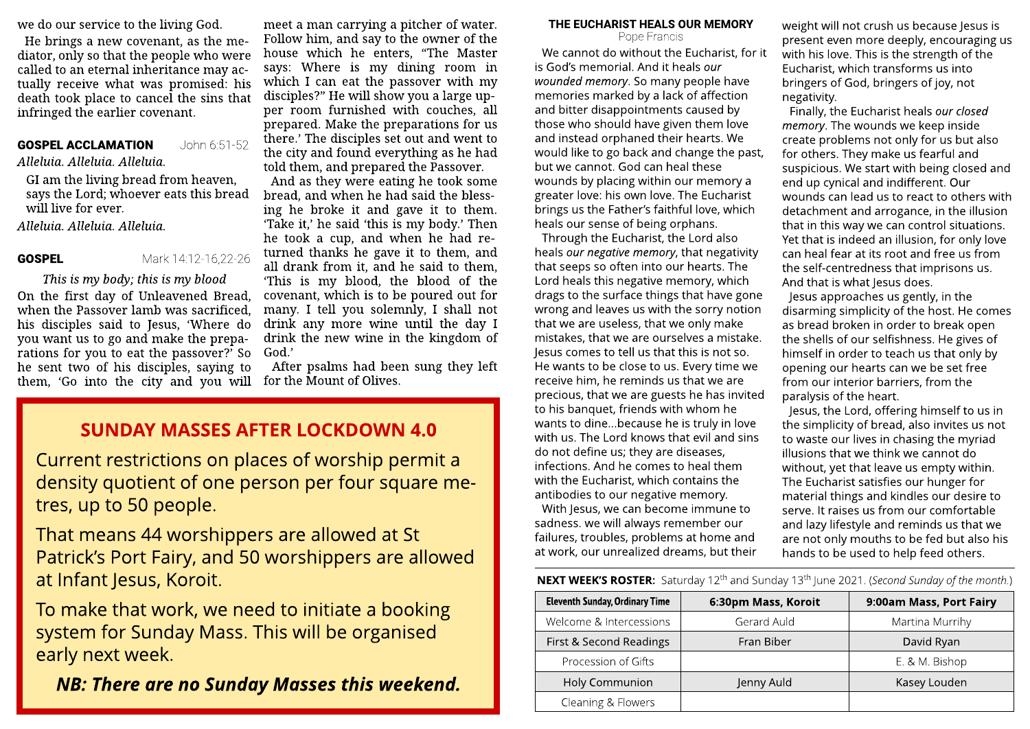we do our service to the living God.

He brings a new covenant, as the mediator, only so that the people who were called to an eternal inheritance may actually receive what was promised: his death took place to cancel the sins that infringed the earlier covenant.

**GOSPEL ACCLAMATION** John 6:51-52

*Alleluia. Alleluia. Alleluia.*

GI am the living bread from heaven, says the Lord; whoever eats this bread will live for ever.

*Alleluia. Alleluia. Alleluia.*

**GOSPEL** Mark 14:12-16,22-26

*This is my body; this is my blood*

On the first day of Unleavened Bread, when the Passover lamb was sacrificed, his disciples said to Jesus, 'Where do you want us to go and make the preparations for you to eat the passover?' So he sent two of his disciples, saying to them, 'Go into the city and you will meet a man carrying a pitcher of water. Follow him, and say to the owner of the house which he enters, "The Master says: Where is my dining room in which I can eat the passover with my disciples?" He will show you a large upper room furnished with couches, all prepared. Make the preparations for us there.' The disciples set out and went to the city and found everything as he had told them, and prepared the Passover.

And as they were eating he took some bread, and when he had said the blessing he broke it and gave it to them. 'Take it,' he said 'this is my body.' Then he took a cup, and when he had returned thanks he gave it to them, and all drank from it, and he said to them, 'This is my blood, the blood of the covenant, which is to be poured out for many. I tell you solemnly, I shall not drink any more wine until the day I drink the new wine in the kingdom of God.'

After psalms had been sung they left for the Mount of Olives.

## SUNDAY MASSES AFTER LOCKDOWN 4.0

Current restrictions on places of worship permit a density quotient of one person per four square metres, up to 50 people.

That means 44 worshippers are allowed at St Patrick's Port Fairy, and 50 worshippers are allowed at Infant Jesus, Koroit.

To make that work, we need to initiate a booking system for Sunday Mass. This will be organised early next week.

***NB: There are no Sunday Masses this weekend.***

### THE EUCHARIST HEALS OUR MEMORY

Pope Francis

We cannot do without the Eucharist, for it is God's memorial. And it heals *our wounded memory*. So many people have memories marked by a lack of affection and bitter disappointments caused by those who should have given them love and instead orphaned their hearts. We would like to go back and change the past, but we cannot. God can heal these wounds by placing within our memory a greater love: his own love. The Eucharist brings us the Father's faithful love, which heals our sense of being orphans.

Through the Eucharist, the Lord also heals *our negative memory*, that negativity that seeps so often into our hearts. The Lord heals this negative memory, which drags to the surface things that have gone wrong and leaves us with the sorry notion that we are useless, that we only make mistakes, that we are ourselves a mistake. Jesus comes to tell us that this is not so. He wants to be close to us. Every time we receive him, he reminds us that we are precious, that we are guests he has invited to his banquet, friends with whom he wants to dine...because he is truly in love with us. The Lord knows that evil and sins do not define us; they are diseases, infections. And he comes to heal them with the Eucharist, which contains the antibodies to our negative memory.

With Jesus, we can become immune to sadness. we will always remember our failures, troubles, problems at home and at work, our unrealized dreams, but their weight will not crush us because Jesus is present even more deeply, encouraging us with his love. This is the strength of the Eucharist, which transforms us into bringers of God, bringers of joy, not negativity.

Finally, the Eucharist heals *our closed memory*. The wounds we keep inside create problems not only for us but also for others. They make us fearful and suspicious. We start with being closed and end up cynical and indifferent. Our wounds can lead us to react to others with detachment and arrogance, in the illusion that in this way we can control situations. Yet that is indeed an illusion, for only love can heal fear at its root and free us from the self-centredness that imprisons us. And that is what Jesus does.

Jesus approaches us gently, in the disarming simplicity of the host. He comes as bread broken in order to break open the shells of our selfishness. He gives of himself in order to teach us that only by opening our hearts can we be set free from our interior barriers, from the paralysis of the heart.

Jesus, the Lord, offering himself to us in the simplicity of bread, also invites us not to waste our lives in chasing the myriad illusions that we think we cannot do without, yet that leave us empty within. The Eucharist satisfies our hunger for material things and kindles our desire to serve. It raises us from our comfortable and lazy lifestyle and reminds us that we are not only mouths to be fed but also his hands to be used to help feed others.

**NEXT WEEK'S ROSTER:** Saturday 12th and Sunday 13th June 2021. (*Second Sunday of the month.*)

| Eleventh Sunday, Ordinary Time | 6:30pm Mass, Koroit | 9:00am Mass, Port Fairy |
|---|---|---|
| Welcome & Intercessions | Gerard Auld | Martina Murrihy |
| First & Second Readings | Fran Biber | David Ryan |
| Procession of Gifts | | E. & M. Bishop |
| Holy Communion | Jenny Auld | Kasey Louden |
| Cleaning & Flowers | | |